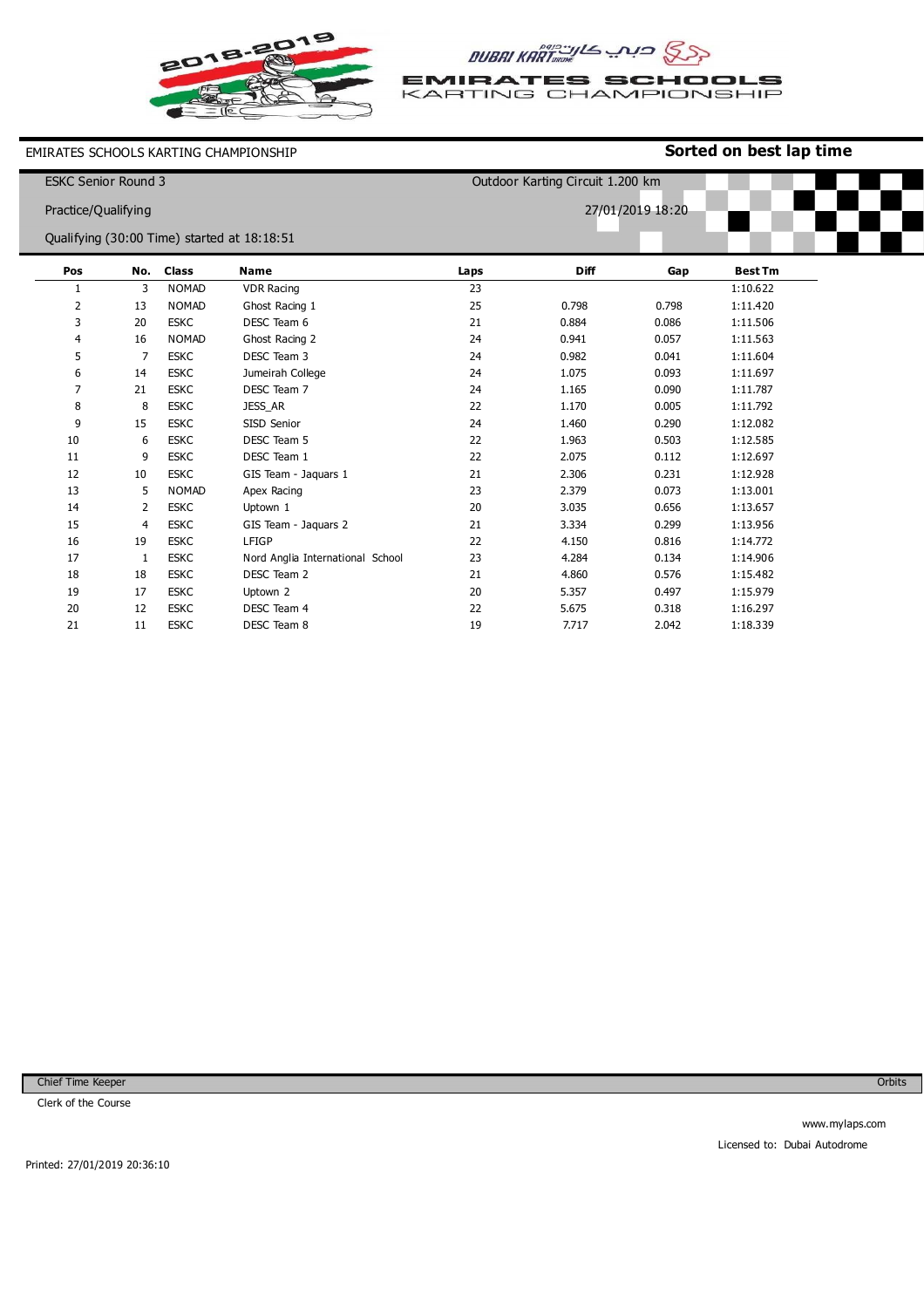EMIRATES SCHOOLS KARTING CHAMPIONSHIP

**Sorted on best lap time**

ESKC Senior Round 3

Outdoor Karting Circuit 1.200 km

Practice/Qualifying

27/01/2019 18:20

Qualifying (30:00 Time) started at 18:18:51

| Pos | No. | Class | Name | Laps | Diff | Gap | Best Tm |
|---|---|---|---|---|---|---|---|
| 1 | 3 | NOMAD | VDR Racing | 23 | | | 1:10.622 |
| 2 | 13 | NOMAD | Ghost Racing 1 | 25 | 0.798 | 0.798 | 1:11.420 |
| 3 | 20 | ESKC | DESC Team 6 | 21 | 0.884 | 0.086 | 1:11.506 |
| 4 | 16 | NOMAD | Ghost Racing 2 | 24 | 0.941 | 0.057 | 1:11.563 |
| 5 | 7 | ESKC | DESC Team 3 | 24 | 0.982 | 0.041 | 1:11.604 |
| 6 | 14 | ESKC | Jumeirah College | 24 | 1.075 | 0.093 | 1:11.697 |
| 7 | 21 | ESKC | DESC Team 7 | 24 | 1.165 | 0.090 | 1:11.787 |
| 8 | 8 | ESKC | JESS_AR | 22 | 1.170 | 0.005 | 1:11.792 |
| 9 | 15 | ESKC | SISD Senior | 24 | 1.460 | 0.290 | 1:12.082 |
| 10 | 6 | ESKC | DESC Team 5 | 22 | 1.963 | 0.503 | 1:12.585 |
| 11 | 9 | ESKC | DESC Team 1 | 22 | 2.075 | 0.112 | 1:12.697 |
| 12 | 10 | ESKC | GIS Team - Jaquars 1 | 21 | 2.306 | 0.231 | 1:12.928 |
| 13 | 5 | NOMAD | Apex Racing | 23 | 2.379 | 0.073 | 1:13.001 |
| 14 | 2 | ESKC | Uptown 1 | 20 | 3.035 | 0.656 | 1:13.657 |
| 15 | 4 | ESKC | GIS Team - Jaquars 2 | 21 | 3.334 | 0.299 | 1:13.956 |
| 16 | 19 | ESKC | LFIGP | 22 | 4.150 | 0.816 | 1:14.772 |
| 17 | 1 | ESKC | Nord Anglia International School | 23 | 4.284 | 0.134 | 1:14.906 |
| 18 | 18 | ESKC | DESC Team 2 | 21 | 4.860 | 0.576 | 1:15.482 |
| 19 | 17 | ESKC | Uptown 2 | 20 | 5.357 | 0.497 | 1:15.979 |
| 20 | 12 | ESKC | DESC Team 4 | 22 | 5.675 | 0.318 | 1:16.297 |
| 21 | 11 | ESKC | DESC Team 8 | 19 | 7.717 | 2.042 | 1:18.339 |

Chief Time Keeper

Orbits

Clerk of the Course

www.mylaps.com

Licensed to: Dubai Autodrome

Printed: 27/01/2019 20:36:10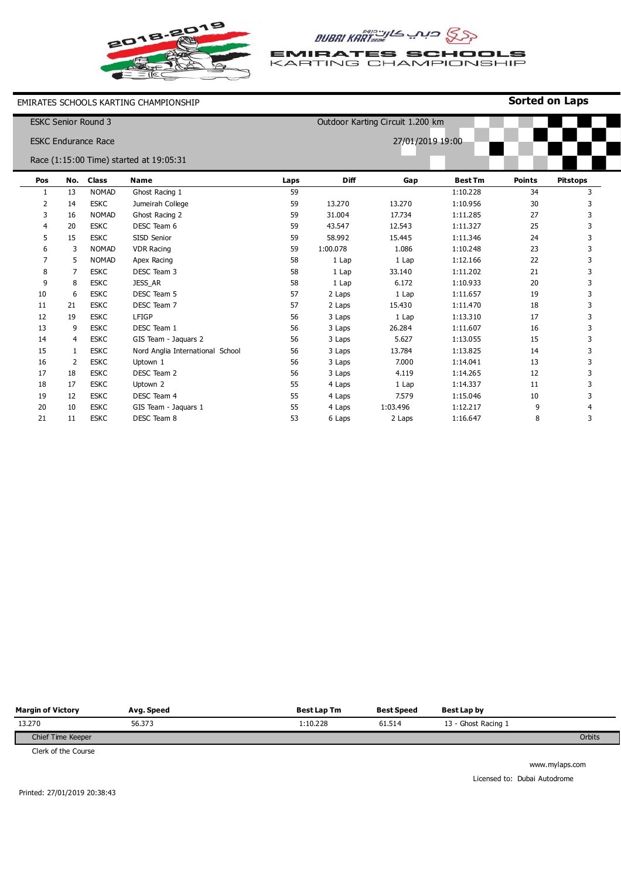DUBAI KARTDROME دبي كارتدروم

EMIRATES SCHOOLS KARTING CHAMPIONSHIP

EMIRATES SCHOOLS KARTING CHAMPIONSHIP

**Sorted on Laps**

ESKC Senior Round 3

Outdoor Karting Circuit 1.200 km

ESKC Endurance Race

27/01/2019 19:00

Race (1:15:00 Time) started at 19:05:31

| Pos | No. | Class | Name | Laps | Diff | Gap | Best Tm | Points | Pitstops |
|---|---|---|---|---|---|---|---|---|---|
| 1 | 13 | NOMAD | Ghost Racing 1 | 59 | | | 1:10.228 | 34 | 3 |
| 2 | 14 | ESKC | Jumeirah College | 59 | 13.270 | 13.270 | 1:10.956 | 30 | 3 |
| 3 | 16 | NOMAD | Ghost Racing 2 | 59 | 31.004 | 17.734 | 1:11.285 | 27 | 3 |
| 4 | 20 | ESKC | DESC Team 6 | 59 | 43.547 | 12.543 | 1:11.327 | 25 | 3 |
| 5 | 15 | ESKC | SISD Senior | 59 | 58.992 | 15.445 | 1:11.346 | 24 | 3 |
| 6 | 3 | NOMAD | VDR Racing | 59 | 1:00.078 | 1.086 | 1:10.248 | 23 | 3 |
| 7 | 5 | NOMAD | Apex Racing | 58 | 1 Lap | 1 Lap | 1:12.166 | 22 | 3 |
| 8 | 7 | ESKC | DESC Team 3 | 58 | 1 Lap | 33.140 | 1:11.202 | 21 | 3 |
| 9 | 8 | ESKC | JESS_AR | 58 | 1 Lap | 6.172 | 1:10.933 | 20 | 3 |
| 10 | 6 | ESKC | DESC Team 5 | 57 | 2 Laps | 1 Lap | 1:11.657 | 19 | 3 |
| 11 | 21 | ESKC | DESC Team 7 | 57 | 2 Laps | 15.430 | 1:11.470 | 18 | 3 |
| 12 | 19 | ESKC | LFIGP | 56 | 3 Laps | 1 Lap | 1:13.310 | 17 | 3 |
| 13 | 9 | ESKC | DESC Team 1 | 56 | 3 Laps | 26.284 | 1:11.607 | 16 | 3 |
| 14 | 4 | ESKC | GIS Team - Jaquars 2 | 56 | 3 Laps | 5.627 | 1:13.055 | 15 | 3 |
| 15 | 1 | ESKC | Nord Anglia International School | 56 | 3 Laps | 13.784 | 1:13.825 | 14 | 3 |
| 16 | 2 | ESKC | Uptown 1 | 56 | 3 Laps | 7.000 | 1:14.041 | 13 | 3 |
| 17 | 18 | ESKC | DESC Team 2 | 56 | 3 Laps | 4.119 | 1:14.265 | 12 | 3 |
| 18 | 17 | ESKC | Uptown 2 | 55 | 4 Laps | 1 Lap | 1:14.337 | 11 | 3 |
| 19 | 12 | ESKC | DESC Team 4 | 55 | 4 Laps | 7.579 | 1:15.046 | 10 | 3 |
| 20 | 10 | ESKC | GIS Team - Jaquars 1 | 55 | 4 Laps | 1:03.496 | 1:12.217 | 9 | 4 |
| 21 | 11 | ESKC | DESC Team 8 | 53 | 6 Laps | 2 Laps | 1:16.647 | 8 | 3 |

| Margin of Victory | Avg. Speed | Best Lap Tm | Best Speed | Best Lap by |
|---|---|---|---|---|
| 13.270 | 56.373 | 1:10.228 | 61.514 | 13 - Ghost Racing 1 |

Chief Time Keeper

Orbits

Clerk of the Course

www.mylaps.com

Licensed to: Dubai Autodrome

Printed: 27/01/2019 20:38:43